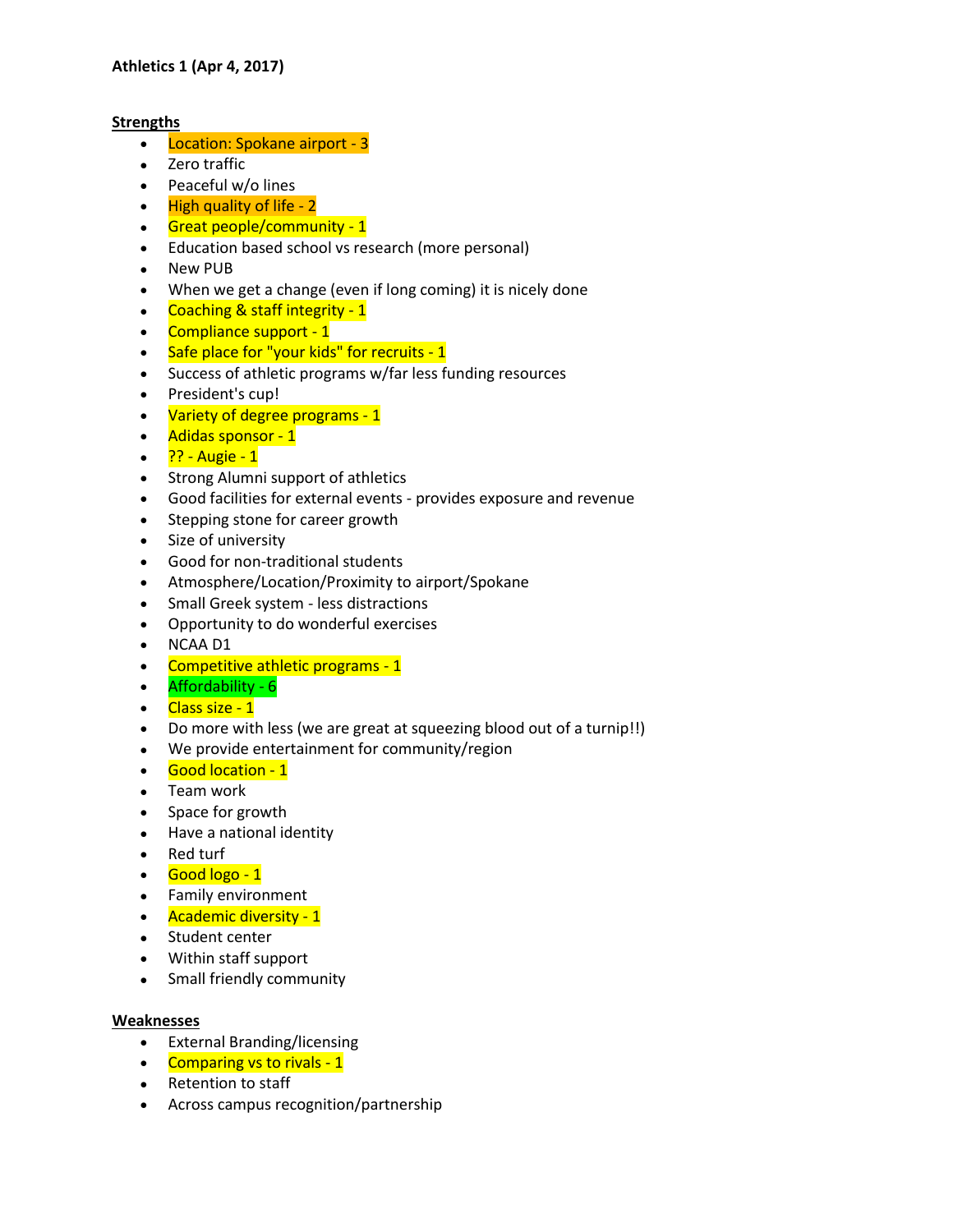**Athletics 1 (Apr 4, 2017)**

**Strengths**

- Location: Spokane airport - 3
- Zero traffic
- Peaceful w/o lines
- High quality of life - 2
- Great people/community - 1
- Education based school vs research (more personal)
- New PUB
- When we get a change (even if long coming) it is nicely done
- Coaching & staff integrity - 1
- Compliance support - 1
- Safe place for "your kids" for recruits - 1
- Success of athletic programs w/far less funding resources
- President's cup!
- Variety of degree programs - 1
- Adidas sponsor - 1
- ?? - Augie - 1
- Strong Alumni support of athletics
- Good facilities for external events - provides exposure and revenue
- Stepping stone for career growth
- Size of university
- Good for non-traditional students
- Atmosphere/Location/Proximity to airport/Spokane
- Small Greek system - less distractions
- Opportunity to do wonderful exercises
- NCAA D1
- Competitive athletic programs - 1
- Affordability - 6
- Class size - 1
- Do more with less (we are great at squeezing blood out of a turnip!!)
- We provide entertainment for community/region
- Good location - 1
- Team work
- Space for growth
- Have a national identity
- Red turf
- Good logo - 1
- Family environment
- Academic diversity - 1
- Student center
- Within staff support
- Small friendly community

**Weaknesses**

- External Branding/licensing
- Comparing vs to rivals - 1
- Retention to staff
- Across campus recognition/partnership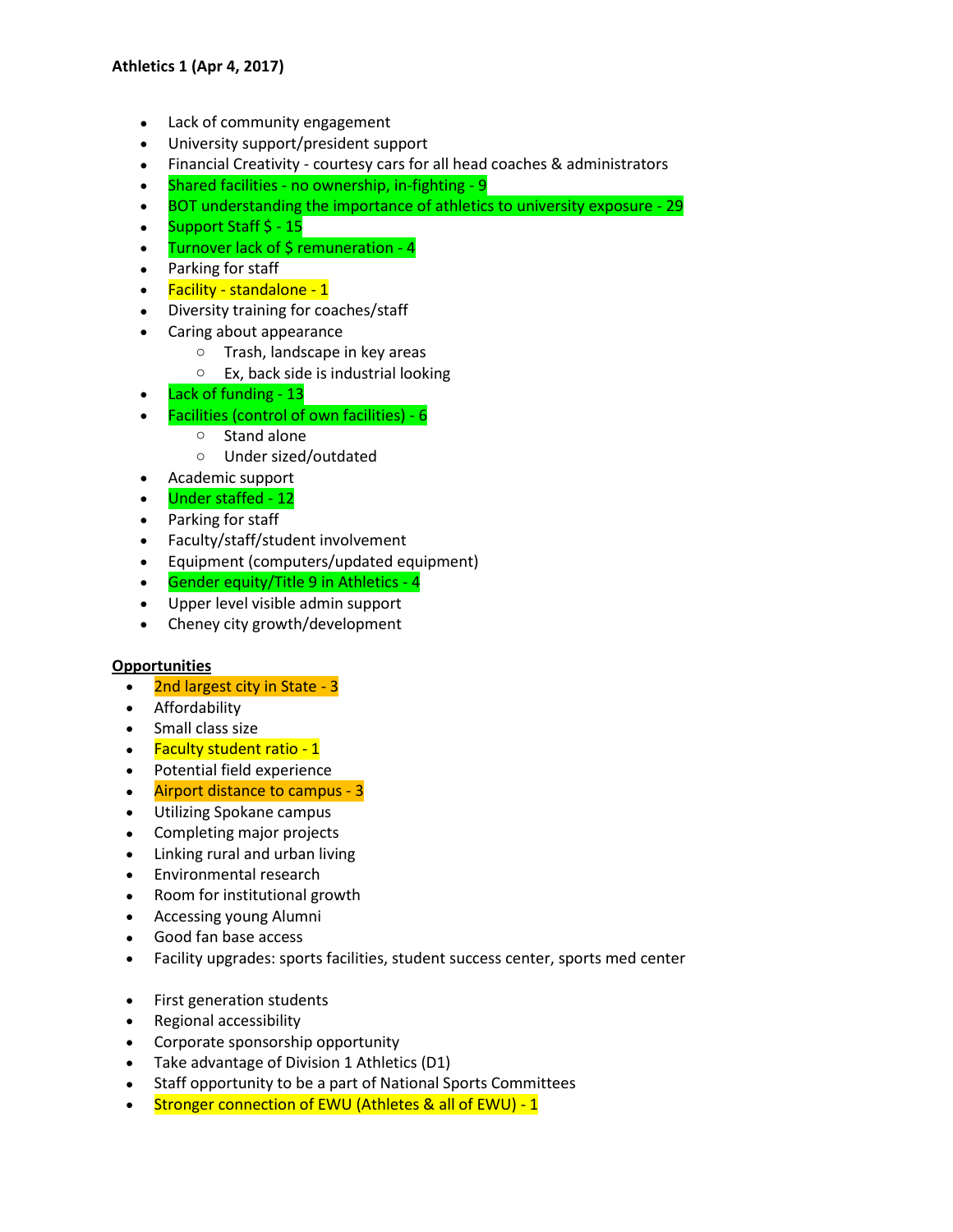**Athletics 1 (Apr 4, 2017)**

- Lack of community engagement
- University support/president support
- Financial Creativity - courtesy cars for all head coaches & administrators
- Shared facilities - no ownership, in-fighting - 9
- BOT understanding the importance of athletics to university exposure - 29
- Support Staff $ - 15
- Turnover lack of $ remuneration - 4
- Parking for staff
- Facility - standalone - 1
- Diversity training for coaches/staff
- Caring about appearance
    - Trash, landscape in key areas
    - Ex, back side is industrial looking
- Lack of funding - 13
- Facilities (control of own facilities) - 6
    - Stand alone
    - Under sized/outdated
- Academic support
- Under staffed - 12
- Parking for staff
- Faculty/staff/student involvement
- Equipment (computers/updated equipment)
- Gender equity/Title 9 in Athletics - 4
- Upper level visible admin support
- Cheney city growth/development

**Opportunities**

- 2nd largest city in State - 3
- Affordability
- Small class size
- Faculty student ratio - 1
- Potential field experience
- Airport distance to campus - 3
- Utilizing Spokane campus
- Completing major projects
- Linking rural and urban living
- Environmental research
- Room for institutional growth
- Accessing young Alumni
- Good fan base access
- Facility upgrades: sports facilities, student success center, sports med center

- First generation students
- Regional accessibility
- Corporate sponsorship opportunity
- Take advantage of Division 1 Athletics (D1)
- Staff opportunity to be a part of National Sports Committees
- Stronger connection of EWU (Athletes & all of EWU) - 1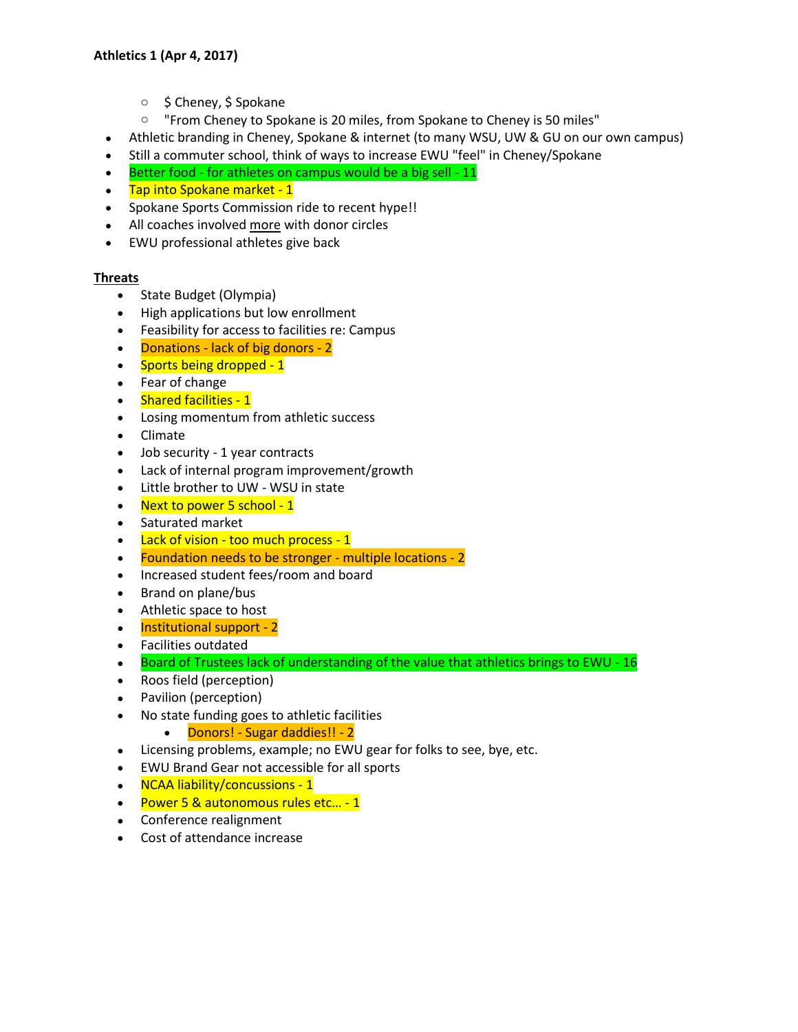**Athletics 1 (Apr 4, 2017)**

- $ Cheney, $ Spokane
- "From Cheney to Spokane is 20 miles, from Spokane to Cheney is 50 miles"

- Athletic branding in Cheney, Spokane & internet (to many WSU, UW & GU on our own campus)
- Still a commuter school, think of ways to increase EWU "feel" in Cheney/Spokane
- Better food - for athletes on campus would be a big sell - 11
- Tap into Spokane market - 1
- Spokane Sports Commission ride to recent hype!!
- All coaches involved more with donor circles
- EWU professional athletes give back

**Threats**

- State Budget (Olympia)
- High applications but low enrollment
- Feasibility for access to facilities re: Campus
- Donations - lack of big donors - 2
- Sports being dropped - 1
- Fear of change
- Shared facilities - 1
- Losing momentum from athletic success
- Climate
- Job security - 1 year contracts
- Lack of internal program improvement/growth
- Little brother to UW - WSU in state
- Next to power 5 school - 1
- Saturated market
- Lack of vision - too much process - 1
- Foundation needs to be stronger - multiple locations - 2
- Increased student fees/room and board
- Brand on plane/bus
- Athletic space to host
- Institutional support - 2
- Facilities outdated
- Board of Trustees lack of understanding of the value that athletics brings to EWU - 16
- Roos field (perception)
- Pavilion (perception)
- No state funding goes to athletic facilities
  - Donors! - Sugar daddies!! - 2
- Licensing problems, example; no EWU gear for folks to see, bye, etc.
- EWU Brand Gear not accessible for all sports
- NCAA liability/concussions - 1
- Power 5 & autonomous rules etc… - 1
- Conference realignment
- Cost of attendance increase